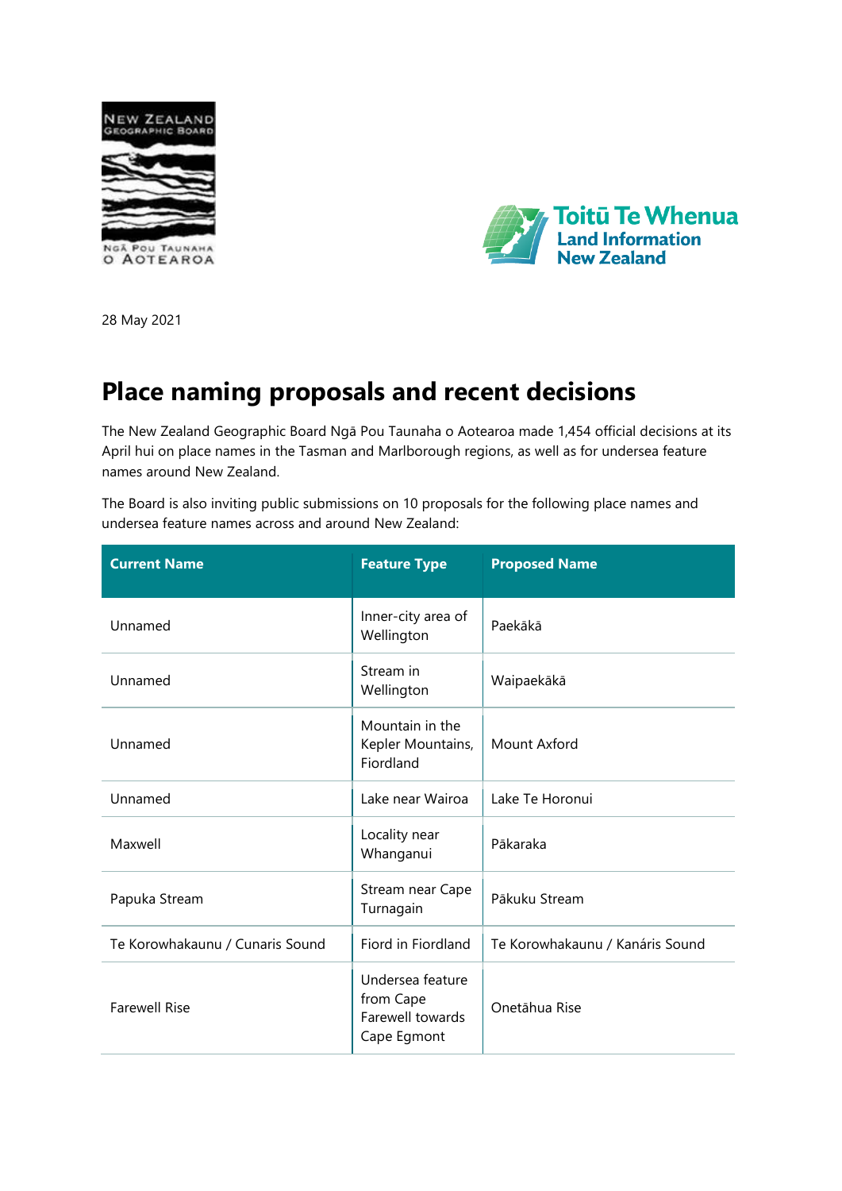28 May 2021

# Place naming proposals and recent decisions

The New Zealand Geographic Board Ngā Pou Taunaha o Aotearoa made 1,454 official decisions at its April hui on place names in the Tasman and Marlborough regions, as well as for undersea feature names around New Zealand.

The Board is also inviting public submissions on 10 proposals for the following place names and undersea feature names across and around New Zealand:

| Current Name | Feature Type | Proposed Name |
|---|---|---|
| Unnamed | Inner-city area of Wellington | Paekākā |
| Unnamed | Stream in Wellington | Waipaekākā |
| Unnamed | Mountain in the Kepler Mountains, Fiordland | Mount Axford |
| Unnamed | Lake near Wairoa | Lake Te Horonui |
| Maxwell | Locality near Whanganui | Pākaraka |
| Papuka Stream | Stream near Cape Turnagain | Pākuku Stream |
| Te Korowhakaunu / Cunaris Sound | Fiord in Fiordland | Te Korowhakaunu / Kanáris Sound |
| Farewell Rise | Undersea feature from Cape Farewell towards Cape Egmont | Onetāhua Rise |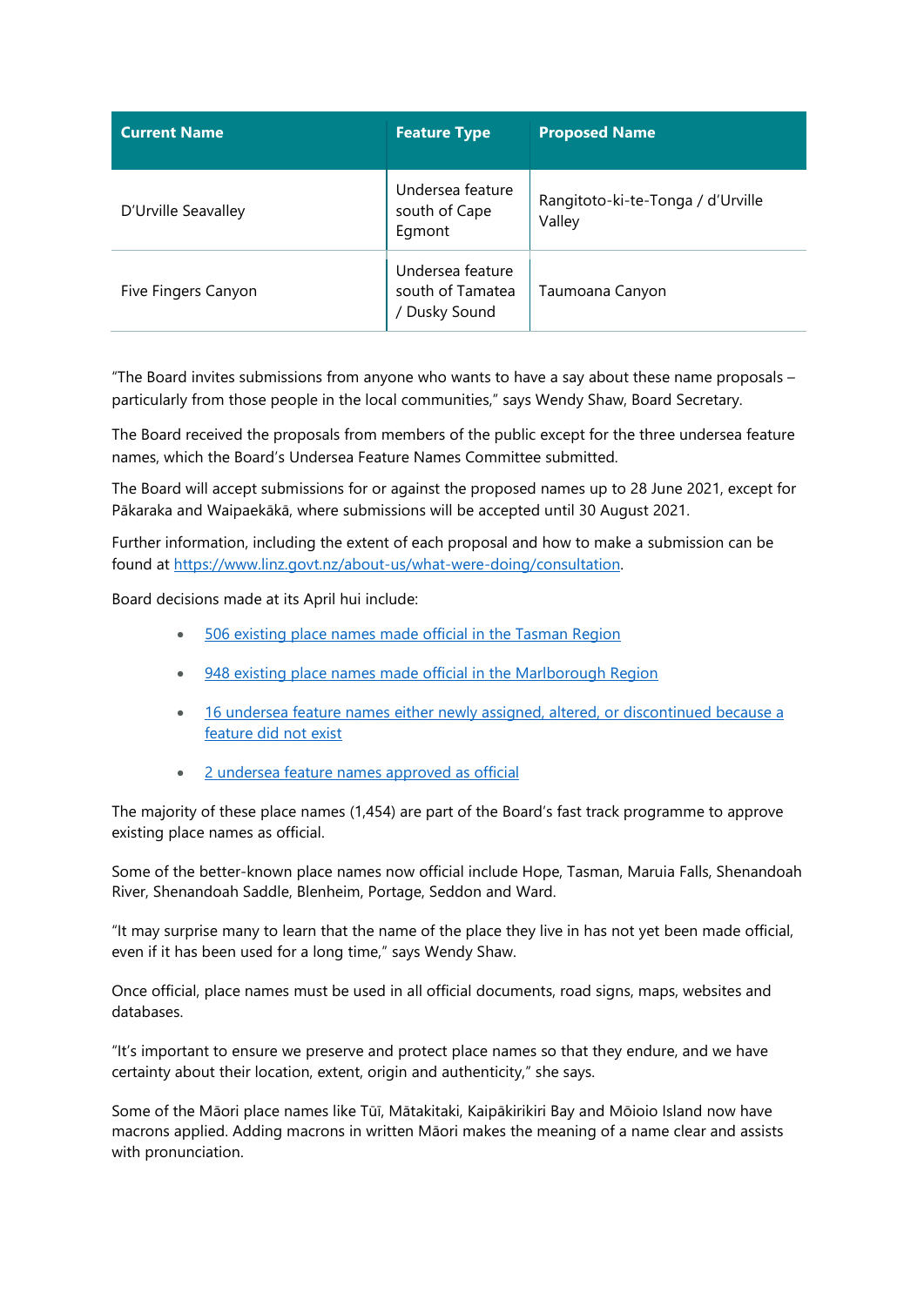| Current Name | Feature Type | Proposed Name |
|---|---|---|
| D'Urville Seavalley | Undersea feature south of Cape Egmont | Rangitoto-ki-te-Tonga / d'Urville Valley |
| Five Fingers Canyon | Undersea feature south of Tamatea / Dusky Sound | Taumoana Canyon |

"The Board invites submissions from anyone who wants to have a say about these name proposals – particularly from those people in the local communities," says Wendy Shaw, Board Secretary.

The Board received the proposals from members of the public except for the three undersea feature names, which the Board's Undersea Feature Names Committee submitted.

The Board will accept submissions for or against the proposed names up to 28 June 2021, except for Pākaraka and Waipaekākā, where submissions will be accepted until 30 August 2021.

Further information, including the extent of each proposal and how to make a submission can be found at [https://www.linz.govt.nz/about-us/what-were-doing/consultation](https://www.linz.govt.nz/about-us/what-were-doing/consultation).

Board decisions made at its April hui include:

- 506 existing place names made official in the Tasman Region
- 948 existing place names made official in the Marlborough Region
- 16 undersea feature names either newly assigned, altered, or discontinued because a feature did not exist
- 2 undersea feature names approved as official

The majority of these place names (1,454) are part of the Board's fast track programme to approve existing place names as official.

Some of the better-known place names now official include Hope, Tasman, Maruia Falls, Shenandoah River, Shenandoah Saddle, Blenheim, Portage, Seddon and Ward.

"It may surprise many to learn that the name of the place they live in has not yet been made official, even if it has been used for a long time," says Wendy Shaw.

Once official, place names must be used in all official documents, road signs, maps, websites and databases.

"It's important to ensure we preserve and protect place names so that they endure, and we have certainty about their location, extent, origin and authenticity," she says.

Some of the Māori place names like Tūī, Mātakitaki, Kaipākirikiri Bay and Mōioio Island now have macrons applied. Adding macrons in written Māori makes the meaning of a name clear and assists with pronunciation.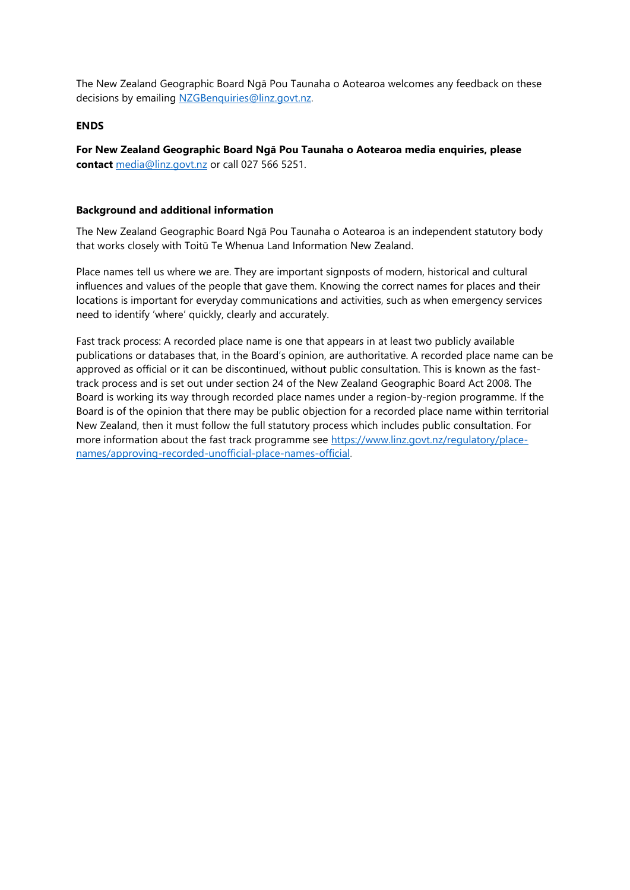The New Zealand Geographic Board Ngā Pou Taunaha o Aotearoa welcomes any feedback on these decisions by emailing [NZGBenquiries@linz.govt.nz](mailto:NZGBenquiries@linz.govt.nz).

**ENDS**

**For New Zealand Geographic Board Ngā Pou Taunaha o Aotearoa media enquiries, please contact** [media@linz.govt.nz](mailto:media@linz.govt.nz) or call 027 566 5251.

**Background and additional information**

The New Zealand Geographic Board Ngā Pou Taunaha o Aotearoa is an independent statutory body that works closely with Toitū Te Whenua Land Information New Zealand.

Place names tell us where we are. They are important signposts of modern, historical and cultural influences and values of the people that gave them. Knowing the correct names for places and their locations is important for everyday communications and activities, such as when emergency services need to identify 'where' quickly, clearly and accurately.

Fast track process: A recorded place name is one that appears in at least two publicly available publications or databases that, in the Board's opinion, are authoritative. A recorded place name can be approved as official or it can be discontinued, without public consultation. This is known as the fast-track process and is set out under section 24 of the New Zealand Geographic Board Act 2008. The Board is working its way through recorded place names under a region-by-region programme. If the Board is of the opinion that there may be public objection for a recorded place name within territorial New Zealand, then it must follow the full statutory process which includes public consultation. For more information about the fast track programme see [https://www.linz.govt.nz/regulatory/place-names/approving-recorded-unofficial-place-names-official](https://www.linz.govt.nz/regulatory/place-names/approving-recorded-unofficial-place-names-official).